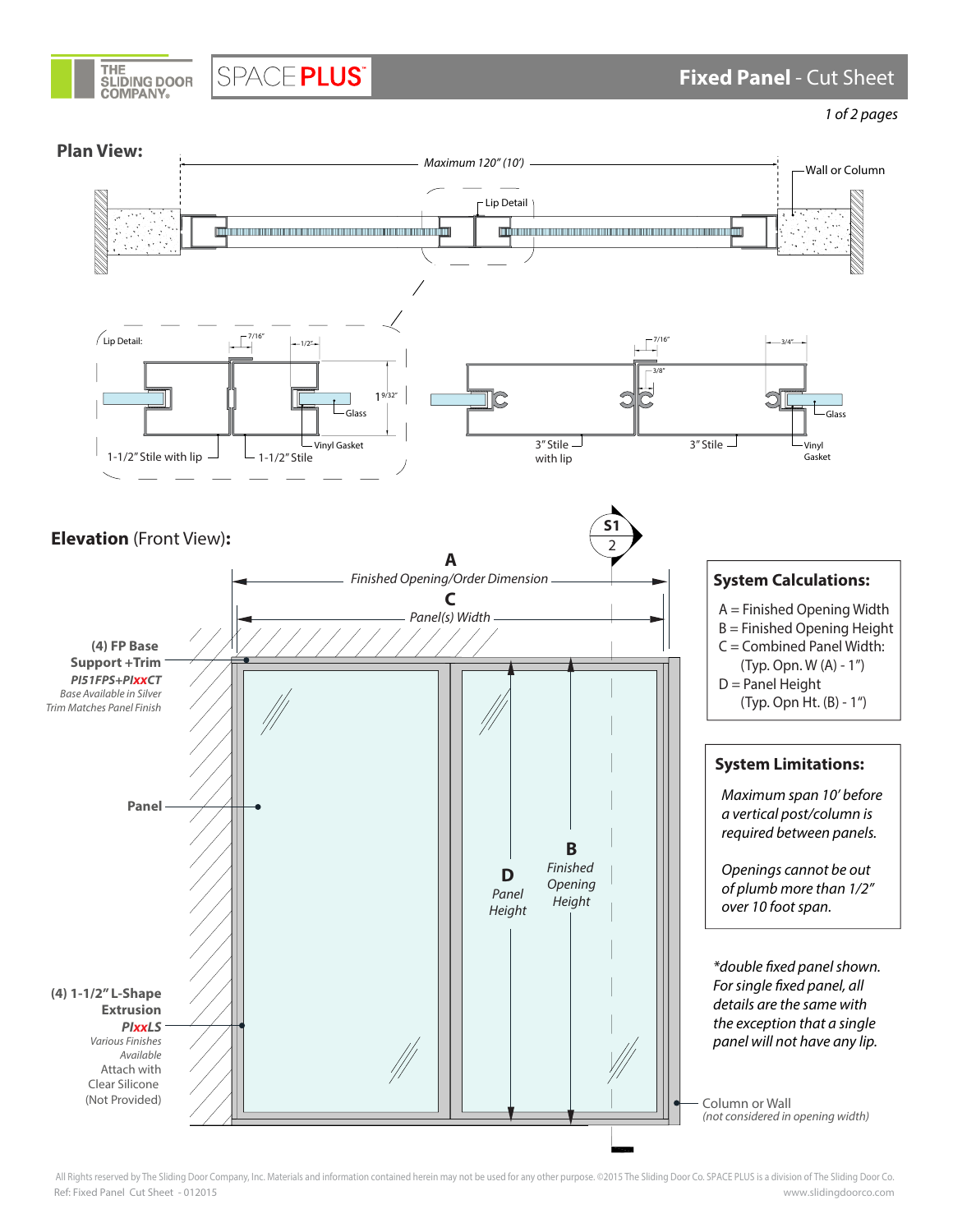THE SLIDING DOOR COMPANY.

SPACE **PLUS**

# **Fixed Panel** - Cut Sheet

## Plan View:

Maximum 120" (10')

Wall or Column

Lip Detail

Lip Detail:

7/16"

1/2"

1 9/32"

Glass

Vinyl Gasket

1-1/2" Stile with lip

1-1/2" Stile

7/16"

3/8"

3/4"

3" Stile with lip

3" Stile

Glass

Vinyl Gasket

## Elevation (Front View):

S1
2

**A**
*Finished Opening/Order Dimension*

**C**
*Panel(s) Width*

**(4) FP Base Support +Trim**
***PI51FPS+PIxxCT***
*Base Available in Silver*
*Trim Matches Panel Finish*

**Panel**

**D**
*Panel Height*

**B**
*Finished Opening Height*

**(4) 1-1/2" L-Shape Extrusion**
***PIxxLS***
*Various Finishes Available*
Attach with Clear Silicone (Not Provided)

Column or Wall
*(not considered in opening width)*

### System Calculations:

- A = Finished Opening Width
- B = Finished Opening Height
- C = Combined Panel Width: (Typ. Opn. W (A) - 1")
- D = Panel Height (Typ. Opn Ht. (B) - 1")

### System Limitations:

*Maximum span 10' before a vertical post/column is required between panels.*

*Openings cannot be out of plumb more than 1/2" over 10 foot span.*

**double fixed panel shown. For single fixed panel, all details are the same with the exception that a single panel will not have any lip.*

All Rights reserved by The Sliding Door Company, Inc. Materials and information contained herein may not be used for any other purpose. ©2015 The Sliding Door Co. SPACE PLUS is a division of The Sliding Door Co.
Ref: Fixed Panel Cut Sheet - 012015

www.slidingdoorco.com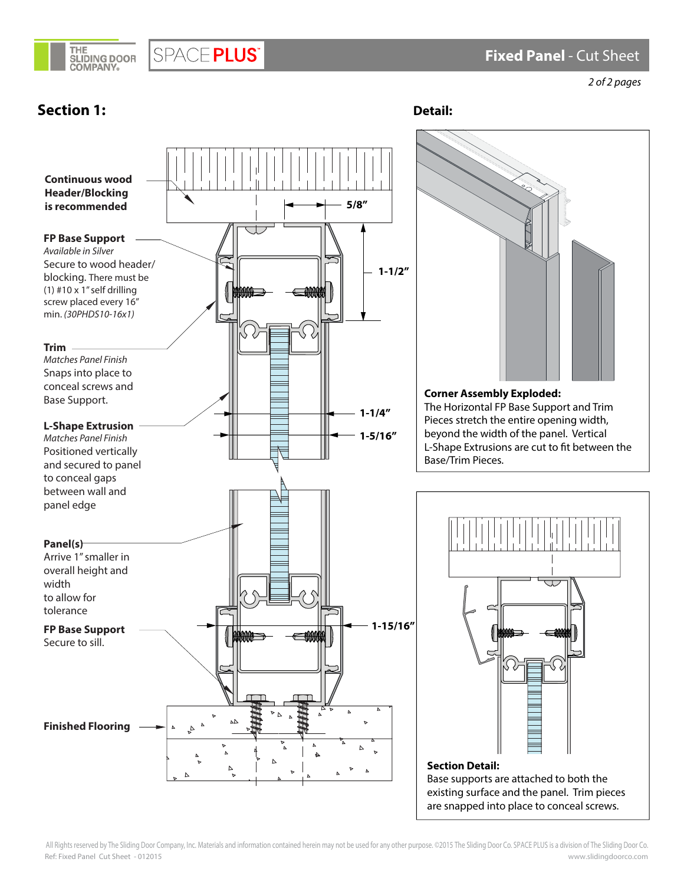# Fixed Panel - Cut Sheet

## Section 1:

**Continuous wood Header/Blocking is recommended**

**FP Base Support**
*Available in Silver*
Secure to wood header/ blocking. There must be (1) #10 x 1" self drilling screw placed every 16" min. *(30PHDS10-16x1)*

**Trim**
*Matches Panel Finish*
Snaps into place to conceal screws and Base Support.

**L-Shape Extrusion**
*Matches Panel Finish*
Positioned vertically and secured to panel to conceal gaps between wall and panel edge

**Panel(s)**
Arrive 1" smaller in overall height and width to allow for tolerance

**FP Base Support**
Secure to sill.

**Finished Flooring**

5/8"

1-1/2"

1-1/4"

1-5/16"

1-15/16"

## Detail:

**Corner Assembly Exploded:**
The Horizontal FP Base Support and Trim Pieces stretch the entire opening width, beyond the width of the panel. Vertical L-Shape Extrusions are cut to fit between the Base/Trim Pieces.

**Section Detail:**
Base supports are attached to both the existing surface and the panel. Trim pieces are snapped into place to conceal screws.

All Rights reserved by The Sliding Door Company, Inc. Materials and information contained herein may not be used for any other purpose. ©2015 The Sliding Door Co. SPACE PLUS is a division of The Sliding Door Co.
Ref: Fixed Panel Cut Sheet - 012015
www.slidingdoorco.com